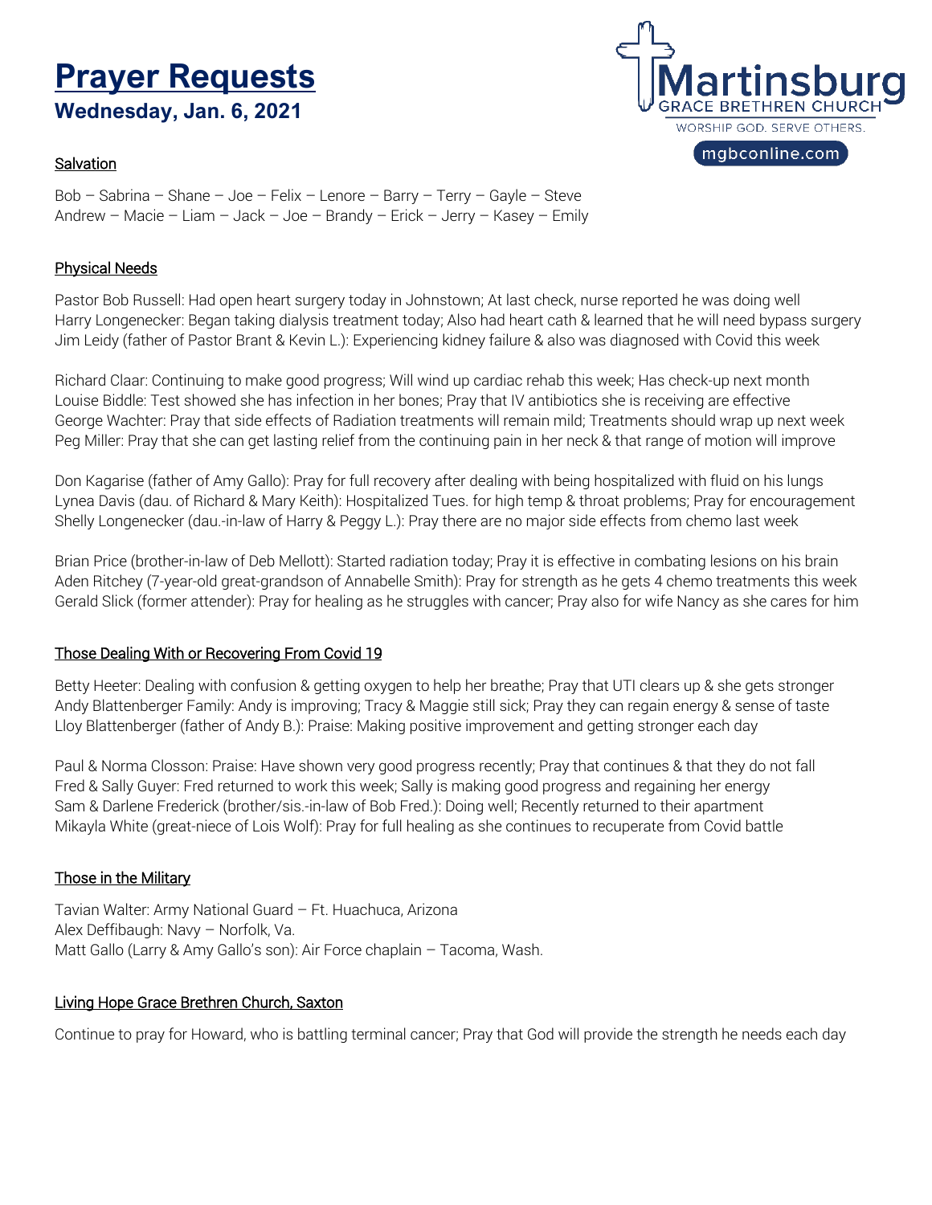# Prayer Requests

## Wednesday, Jan. 6, 2021

Martinsburg
GRACE BRETHREN CHURCH
WORSHIP GOD. SERVE OTHERS.
mgbconline.com

### Salvation

Bob – Sabrina – Shane – Joe – Felix – Lenore – Barry – Terry – Gayle – Steve
Andrew – Macie – Liam – Jack – Joe – Brandy – Erick – Jerry – Kasey – Emily

### Physical Needs

Pastor Bob Russell: Had open heart surgery today in Johnstown; At last check, nurse reported he was doing well
Harry Longenecker: Began taking dialysis treatment today; Also had heart cath & learned that he will need bypass surgery
Jim Leidy (father of Pastor Brant & Kevin L.): Experiencing kidney failure & also was diagnosed with Covid this week

Richard Claar: Continuing to make good progress; Will wind up cardiac rehab this week; Has check-up next month
Louise Biddle: Test showed she has infection in her bones; Pray that IV antibiotics she is receiving are effective
George Wachter: Pray that side effects of Radiation treatments will remain mild; Treatments should wrap up next week
Peg Miller: Pray that she can get lasting relief from the continuing pain in her neck & that range of motion will improve

Don Kagarise (father of Amy Gallo): Pray for full recovery after dealing with being hospitalized with fluid on his lungs
Lynea Davis (dau. of Richard & Mary Keith): Hospitalized Tues. for high temp & throat problems; Pray for encouragement
Shelly Longenecker (dau.-in-law of Harry & Peggy L.): Pray there are no major side effects from chemo last week

Brian Price (brother-in-law of Deb Mellott): Started radiation today; Pray it is effective in combating lesions on his brain
Aden Ritchey (7-year-old great-grandson of Annabelle Smith): Pray for strength as he gets 4 chemo treatments this week
Gerald Slick (former attender): Pray for healing as he struggles with cancer; Pray also for wife Nancy as she cares for him

### Those Dealing With or Recovering From Covid 19

Betty Heeter: Dealing with confusion & getting oxygen to help her breathe; Pray that UTI clears up & she gets stronger
Andy Blattenberger Family: Andy is improving; Tracy & Maggie still sick; Pray they can regain energy & sense of taste
Lloy Blattenberger (father of Andy B.): Praise: Making positive improvement and getting stronger each day

Paul & Norma Closson: Praise: Have shown very good progress recently; Pray that continues & that they do not fall
Fred & Sally Guyer: Fred returned to work this week; Sally is making good progress and regaining her energy
Sam & Darlene Frederick (brother/sis.-in-law of Bob Fred.): Doing well; Recently returned to their apartment
Mikayla White (great-niece of Lois Wolf): Pray for full healing as she continues to recuperate from Covid battle

### Those in the Military

Tavian Walter: Army National Guard – Ft. Huachuca, Arizona
Alex Deffibaugh: Navy – Norfolk, Va.
Matt Gallo (Larry & Amy Gallo's son): Air Force chaplain – Tacoma, Wash.

### Living Hope Grace Brethren Church, Saxton

Continue to pray for Howard, who is battling terminal cancer; Pray that God will provide the strength he needs each day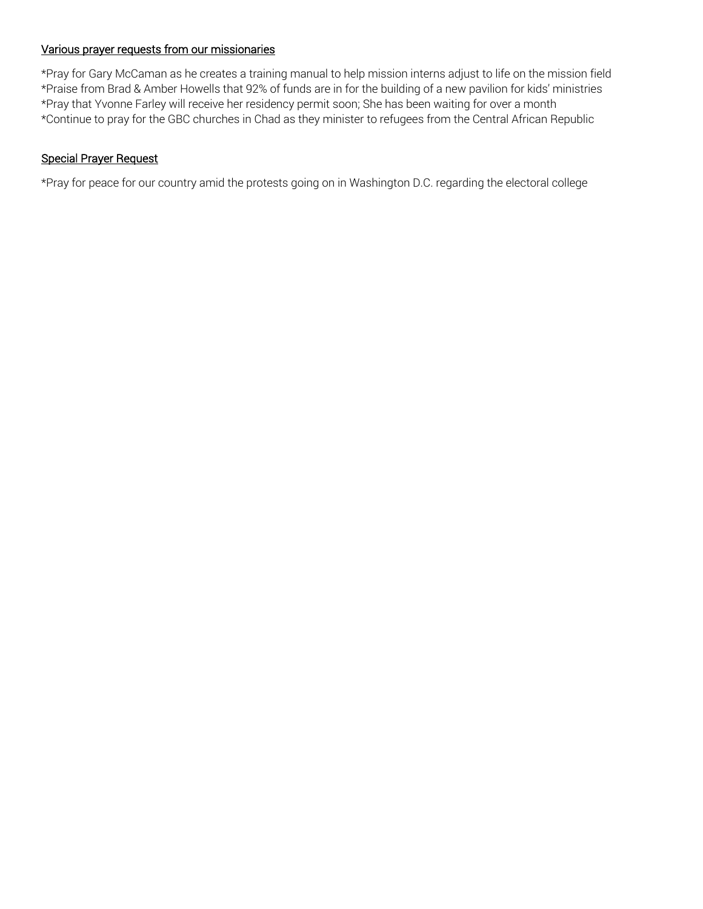Various prayer requests from our missionaries

*Pray for Gary McCaman as he creates a training manual to help mission interns adjust to life on the mission field
*Praise from Brad & Amber Howells that 92% of funds are in for the building of a new pavilion for kids' ministries
*Pray that Yvonne Farley will receive her residency permit soon; She has been waiting for over a month
*Continue to pray for the GBC churches in Chad as they minister to refugees from the Central African Republic

Special Prayer Request

*Pray for peace for our country amid the protests going on in Washington D.C. regarding the electoral college